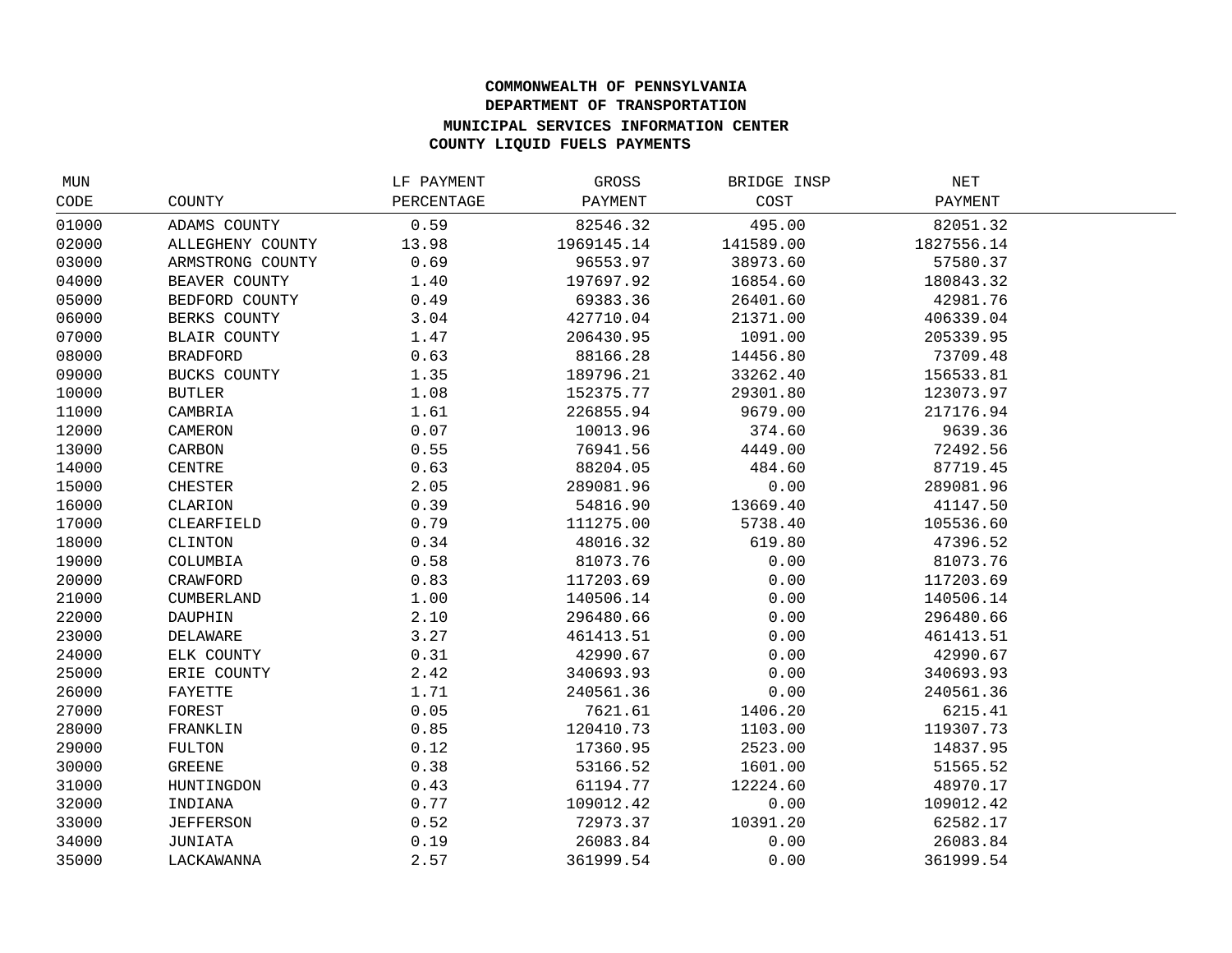**COMMONWEALTH OF PENNSYLVANIA**
**DEPARTMENT OF TRANSPORTATION**
**MUNICIPAL SERVICES INFORMATION CENTER**
**COUNTY LIQUID FUELS PAYMENTS**

| MUN CODE | COUNTY | LF PAYMENT PERCENTAGE | GROSS PAYMENT | BRIDGE INSP COST | NET PAYMENT |
|---|---|---|---|---|---|
| 01000 | ADAMS COUNTY | 0.59 | 82546.32 | 495.00 | 82051.32 |
| 02000 | ALLEGHENY COUNTY | 13.98 | 1969145.14 | 141589.00 | 1827556.14 |
| 03000 | ARMSTRONG COUNTY | 0.69 | 96553.97 | 38973.60 | 57580.37 |
| 04000 | BEAVER COUNTY | 1.40 | 197697.92 | 16854.60 | 180843.32 |
| 05000 | BEDFORD COUNTY | 0.49 | 69383.36 | 26401.60 | 42981.76 |
| 06000 | BERKS COUNTY | 3.04 | 427710.04 | 21371.00 | 406339.04 |
| 07000 | BLAIR COUNTY | 1.47 | 206430.95 | 1091.00 | 205339.95 |
| 08000 | BRADFORD | 0.63 | 88166.28 | 14456.80 | 73709.48 |
| 09000 | BUCKS COUNTY | 1.35 | 189796.21 | 33262.40 | 156533.81 |
| 10000 | BUTLER | 1.08 | 152375.77 | 29301.80 | 123073.97 |
| 11000 | CAMBRIA | 1.61 | 226855.94 | 9679.00 | 217176.94 |
| 12000 | CAMERON | 0.07 | 10013.96 | 374.60 | 9639.36 |
| 13000 | CARBON | 0.55 | 76941.56 | 4449.00 | 72492.56 |
| 14000 | CENTRE | 0.63 | 88204.05 | 484.60 | 87719.45 |
| 15000 | CHESTER | 2.05 | 289081.96 | 0.00 | 289081.96 |
| 16000 | CLARION | 0.39 | 54816.90 | 13669.40 | 41147.50 |
| 17000 | CLEARFIELD | 0.79 | 111275.00 | 5738.40 | 105536.60 |
| 18000 | CLINTON | 0.34 | 48016.32 | 619.80 | 47396.52 |
| 19000 | COLUMBIA | 0.58 | 81073.76 | 0.00 | 81073.76 |
| 20000 | CRAWFORD | 0.83 | 117203.69 | 0.00 | 117203.69 |
| 21000 | CUMBERLAND | 1.00 | 140506.14 | 0.00 | 140506.14 |
| 22000 | DAUPHIN | 2.10 | 296480.66 | 0.00 | 296480.66 |
| 23000 | DELAWARE | 3.27 | 461413.51 | 0.00 | 461413.51 |
| 24000 | ELK COUNTY | 0.31 | 42990.67 | 0.00 | 42990.67 |
| 25000 | ERIE COUNTY | 2.42 | 340693.93 | 0.00 | 340693.93 |
| 26000 | FAYETTE | 1.71 | 240561.36 | 0.00 | 240561.36 |
| 27000 | FOREST | 0.05 | 7621.61 | 1406.20 | 6215.41 |
| 28000 | FRANKLIN | 0.85 | 120410.73 | 1103.00 | 119307.73 |
| 29000 | FULTON | 0.12 | 17360.95 | 2523.00 | 14837.95 |
| 30000 | GREENE | 0.38 | 53166.52 | 1601.00 | 51565.52 |
| 31000 | HUNTINGDON | 0.43 | 61194.77 | 12224.60 | 48970.17 |
| 32000 | INDIANA | 0.77 | 109012.42 | 0.00 | 109012.42 |
| 33000 | JEFFERSON | 0.52 | 72973.37 | 10391.20 | 62582.17 |
| 34000 | JUNIATA | 0.19 | 26083.84 | 0.00 | 26083.84 |
| 35000 | LACKAWANNA | 2.57 | 361999.54 | 0.00 | 361999.54 |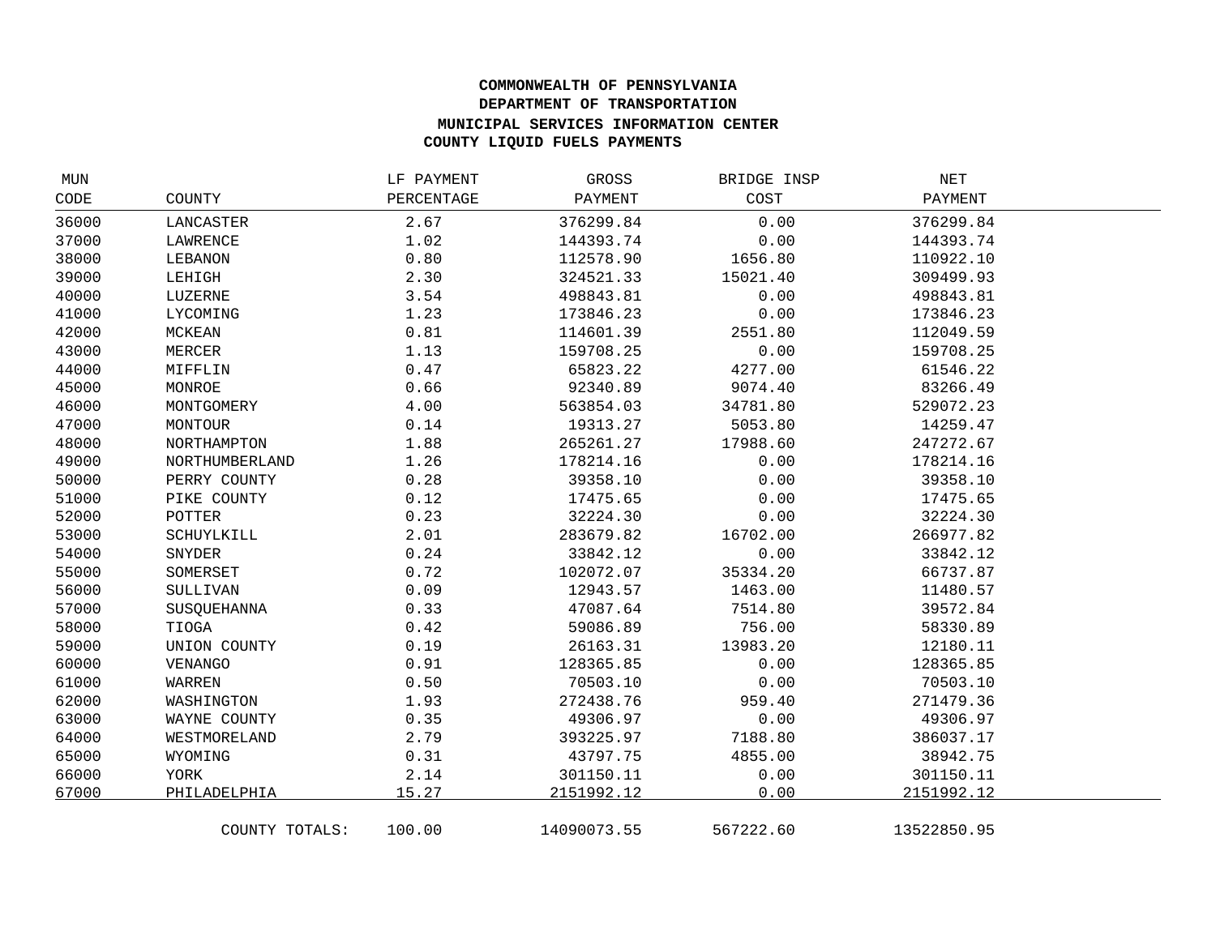**COMMONWEALTH OF PENNSYLVANIA**
**DEPARTMENT OF TRANSPORTATION**
**MUNICIPAL SERVICES INFORMATION CENTER**
**COUNTY LIQUID FUELS PAYMENTS**

| MUN CODE | COUNTY | LF PAYMENT PERCENTAGE | GROSS PAYMENT | BRIDGE INSP COST | NET PAYMENT |
|---|---|---|---|---|---|
| 36000 | LANCASTER | 2.67 | 376299.84 | 0.00 | 376299.84 |
| 37000 | LAWRENCE | 1.02 | 144393.74 | 0.00 | 144393.74 |
| 38000 | LEBANON | 0.80 | 112578.90 | 1656.80 | 110922.10 |
| 39000 | LEHIGH | 2.30 | 324521.33 | 15021.40 | 309499.93 |
| 40000 | LUZERNE | 3.54 | 498843.81 | 0.00 | 498843.81 |
| 41000 | LYCOMING | 1.23 | 173846.23 | 0.00 | 173846.23 |
| 42000 | MCKEAN | 0.81 | 114601.39 | 2551.80 | 112049.59 |
| 43000 | MERCER | 1.13 | 159708.25 | 0.00 | 159708.25 |
| 44000 | MIFFLIN | 0.47 | 65823.22 | 4277.00 | 61546.22 |
| 45000 | MONROE | 0.66 | 92340.89 | 9074.40 | 83266.49 |
| 46000 | MONTGOMERY | 4.00 | 563854.03 | 34781.80 | 529072.23 |
| 47000 | MONTOUR | 0.14 | 19313.27 | 5053.80 | 14259.47 |
| 48000 | NORTHAMPTON | 1.88 | 265261.27 | 17988.60 | 247272.67 |
| 49000 | NORTHUMBERLAND | 1.26 | 178214.16 | 0.00 | 178214.16 |
| 50000 | PERRY COUNTY | 0.28 | 39358.10 | 0.00 | 39358.10 |
| 51000 | PIKE COUNTY | 0.12 | 17475.65 | 0.00 | 17475.65 |
| 52000 | POTTER | 0.23 | 32224.30 | 0.00 | 32224.30 |
| 53000 | SCHUYLKILL | 2.01 | 283679.82 | 16702.00 | 266977.82 |
| 54000 | SNYDER | 0.24 | 33842.12 | 0.00 | 33842.12 |
| 55000 | SOMERSET | 0.72 | 102072.07 | 35334.20 | 66737.87 |
| 56000 | SULLIVAN | 0.09 | 12943.57 | 1463.00 | 11480.57 |
| 57000 | SUSQUEHANNA | 0.33 | 47087.64 | 7514.80 | 39572.84 |
| 58000 | TIOGA | 0.42 | 59086.89 | 756.00 | 58330.89 |
| 59000 | UNION COUNTY | 0.19 | 26163.31 | 13983.20 | 12180.11 |
| 60000 | VENANGO | 0.91 | 128365.85 | 0.00 | 128365.85 |
| 61000 | WARREN | 0.50 | 70503.10 | 0.00 | 70503.10 |
| 62000 | WASHINGTON | 1.93 | 272438.76 | 959.40 | 271479.36 |
| 63000 | WAYNE COUNTY | 0.35 | 49306.97 | 0.00 | 49306.97 |
| 64000 | WESTMORELAND | 2.79 | 393225.97 | 7188.80 | 386037.17 |
| 65000 | WYOMING | 0.31 | 43797.75 | 4855.00 | 38942.75 |
| 66000 | YORK | 2.14 | 301150.11 | 0.00 | 301150.11 |
| 67000 | PHILADELPHIA | 15.27 | 2151992.12 | 0.00 | 2151992.12 |
| | COUNTY TOTALS: | 100.00 | 14090073.55 | 567222.60 | 13522850.95 |